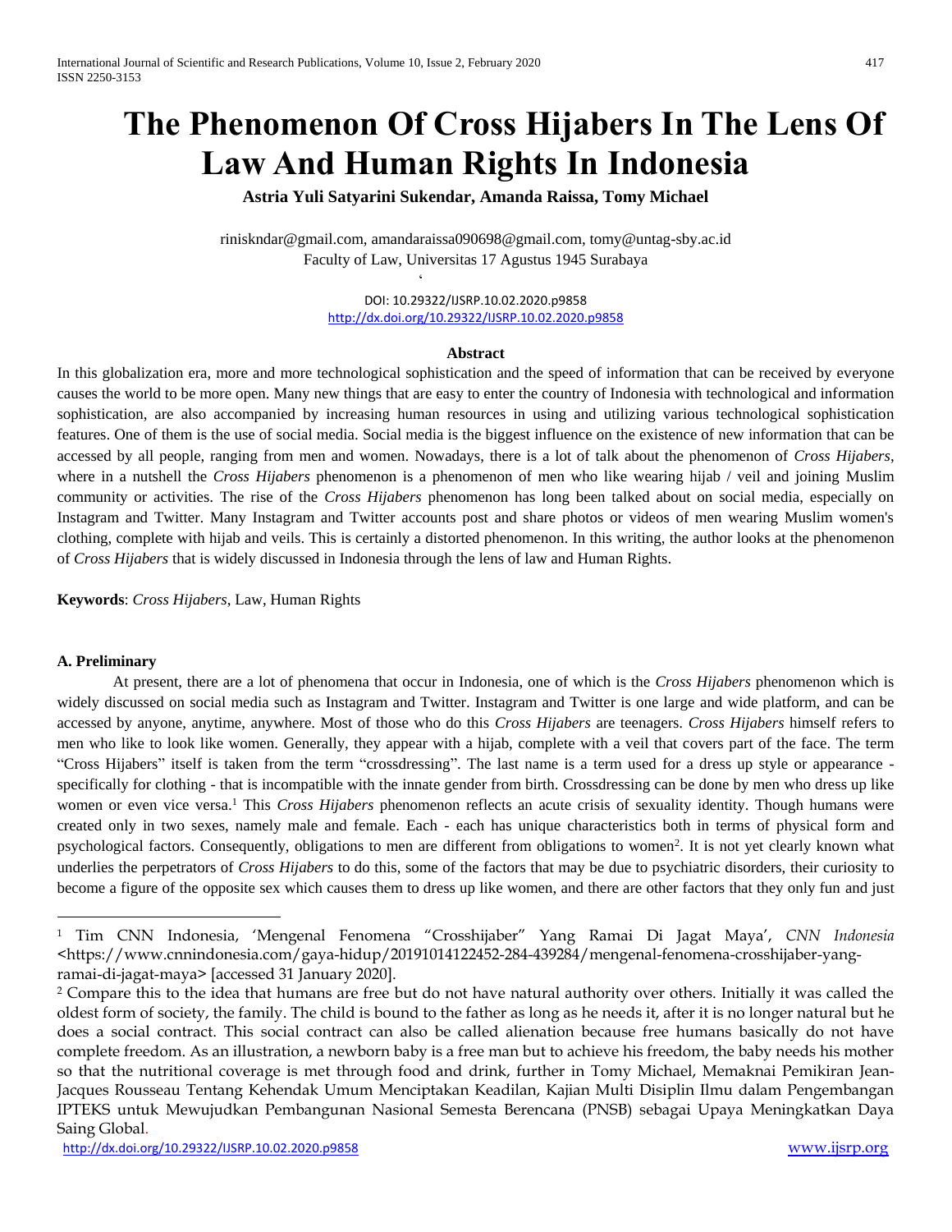# The Phenomenon Of Cross Hijabers In The Lens Of Law And Human Rights In Indonesia

**Astria Yuli Satyarini Sukendar, Amanda Raissa, Tomy Michael**

rinisknddar@gmail.com, amandaraissa090698@gmail.com, tomy@untag-sby.ac.id
Faculty of Law, Universitas 17 Agustus 1945 Surabaya

DOI: 10.29322/IJSRP.10.02.2020.p9858
http://dx.doi.org/10.29322/IJSRP.10.02.2020.p9858

## Abstract

In this globalization era, more and more technological sophistication and the speed of information that can be received by everyone causes the world to be more open. Many new things that are easy to enter the country of Indonesia with technological and information sophistication, are also accompanied by increasing human resources in using and utilizing various technological sophistication features. One of them is the use of social media. Social media is the biggest influence on the existence of new information that can be accessed by all people, ranging from men and women. Nowadays, there is a lot of talk about the phenomenon of *Cross Hijabers*, where in a nutshell the *Cross Hijabers* phenomenon is a phenomenon of men who like wearing hijab / veil and joining Muslim community or activities. The rise of the *Cross Hijabers* phenomenon has long been talked about on social media, especially on Instagram and Twitter. Many Instagram and Twitter accounts post and share photos or videos of men wearing Muslim women's clothing, complete with hijab and veils. This is certainly a distorted phenomenon. In this writing, the author looks at the phenomenon of *Cross Hijabers* that is widely discussed in Indonesia through the lens of law and Human Rights.

**Keywords**: *Cross Hijabers*, Law, Human Rights

### A. Preliminary

At present, there are a lot of phenomena that occur in Indonesia, one of which is the *Cross Hijabers* phenomenon which is widely discussed on social media such as Instagram and Twitter. Instagram and Twitter is one large and wide platform, and can be accessed by anyone, anytime, anywhere. Most of those who do this *Cross Hijabers* are teenagers. *Cross Hijabers* himself refers to men who like to look like women. Generally, they appear with a hijab, complete with a veil that covers part of the face. The term "Cross Hijabers" itself is taken from the term "crossdressing". The last name is a term used for a dress up style or appearance - specifically for clothing - that is incompatible with the innate gender from birth. Crossdressing can be done by men who dress up like women or even vice versa.[1] This *Cross Hijabers* phenomenon reflects an acute crisis of sexuality identity. Though humans were created only in two sexes, namely male and female. Each - each has unique characteristics both in terms of physical form and psychological factors. Consequently, obligations to men are different from obligations to women[2]. It is not yet clearly known what underlies the perpetrators of *Cross Hijabers* to do this, some of the factors that may be due to psychiatric disorders, their curiosity to become a figure of the opposite sex which causes them to dress up like women, and there are other factors that they only fun and just

---

[1] Tim CNN Indonesia, 'Mengenal Fenomena "Crosshijaber" Yang Ramai Di Jagat Maya', *CNN Indonesia* <https://www.cnnindonesia.com/gaya-hidup/20191014122452-284-439284/mengenal-fenomena-crosshijaber-yang-ramai-di-jagat-maya> [accessed 31 January 2020].

[2] Compare this to the idea that humans are free but do not have natural authority over others. Initially it was called the oldest form of society, the family. The child is bound to the father as long as he needs it, after it is no longer natural but he does a social contract. This social contract can also be called alienation because free humans basically do not have complete freedom. As an illustration, a newborn baby is a free man but to achieve his freedom, the baby needs his mother so that the nutritional coverage is met through food and drink, further in Tomy Michael, Memaknai Pemikiran Jean-Jacques Rousseau Tentang Kehendak Umum Menciptakan Keadilan, Kajian Multi Disiplin Ilmu dalam Pengembangan IPTEKS untuk Mewujudkan Pembangunan Nasional Semesta Berencana (PNSB) sebagai Upaya Meningkatkan Daya Saing Global.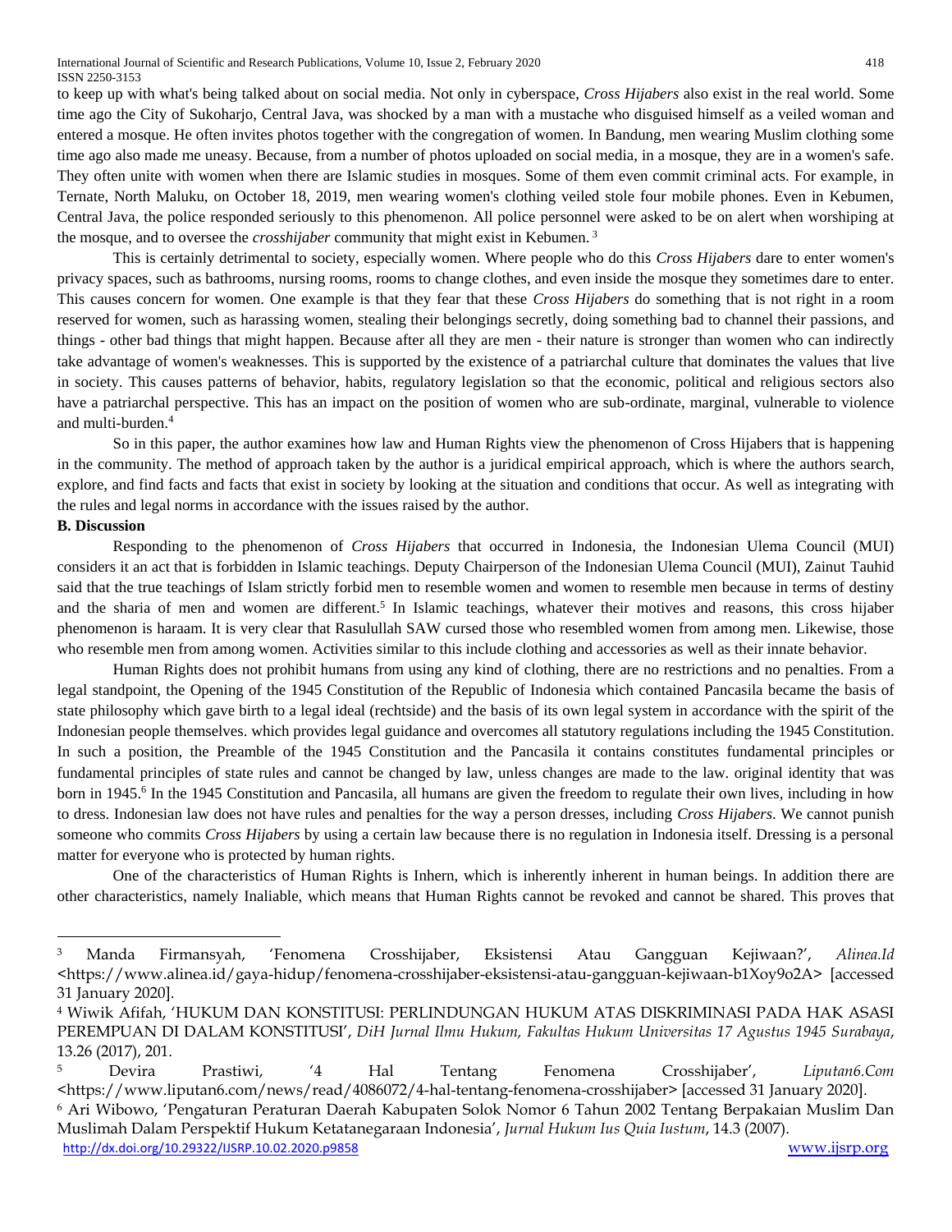to keep up with what's being talked about on social media. Not only in cyberspace, *Cross Hijabers* also exist in the real world. Some time ago the City of Sukoharjo, Central Java, was shocked by a man with a mustache who disguised himself as a veiled woman and entered a mosque. He often invites photos together with the congregation of women. In Bandung, men wearing Muslim clothing some time ago also made me uneasy. Because, from a number of photos uploaded on social media, in a mosque, they are in a women's safe. They often unite with women when there are Islamic studies in mosques. Some of them even commit criminal acts. For example, in Ternate, North Maluku, on October 18, 2019, men wearing women's clothing veiled stole four mobile phones. Even in Kebumen, Central Java, the police responded seriously to this phenomenon. All police personnel were asked to be on alert when worshiping at the mosque, and to oversee the *crosshijaber* community that might exist in Kebumen. [3]

This is certainly detrimental to society, especially women. Where people who do this *Cross Hijabers* dare to enter women's privacy spaces, such as bathrooms, nursing rooms, rooms to change clothes, and even inside the mosque they sometimes dare to enter. This causes concern for women. One example is that they fear that these *Cross Hijabers* do something that is not right in a room reserved for women, such as harassing women, stealing their belongings secretly, doing something bad to channel their passions, and things - other bad things that might happen. Because after all they are men - their nature is stronger than women who can indirectly take advantage of women's weaknesses. This is supported by the existence of a patriarchal culture that dominates the values that live in society. This causes patterns of behavior, habits, regulatory legislation so that the economic, political and religious sectors also have a patriarchal perspective. This has an impact on the position of women who are sub-ordinate, marginal, vulnerable to violence and multi-burden.[4]

So in this paper, the author examines how law and Human Rights view the phenomenon of Cross Hijabers that is happening in the community. The method of approach taken by the author is a juridical empirical approach, which is where the authors search, explore, and find facts and facts that exist in society by looking at the situation and conditions that occur. As well as integrating with the rules and legal norms in accordance with the issues raised by the author.

## B. Discussion

Responding to the phenomenon of *Cross Hijabers* that occurred in Indonesia, the Indonesian Ulema Council (MUI) considers it an act that is forbidden in Islamic teachings. Deputy Chairperson of the Indonesian Ulema Council (MUI), Zainut Tauhid said that the true teachings of Islam strictly forbid men to resemble women and women to resemble men because in terms of destiny and the sharia of men and women are different.[5] In Islamic teachings, whatever their motives and reasons, this cross hijaber phenomenon is haraam. It is very clear that Rasulullah SAW cursed those who resembled women from among men. Likewise, those who resemble men from among women. Activities similar to this include clothing and accessories as well as their innate behavior.

Human Rights does not prohibit humans from using any kind of clothing, there are no restrictions and no penalties. From a legal standpoint, the Opening of the 1945 Constitution of the Republic of Indonesia which contained Pancasila became the basis of state philosophy which gave birth to a legal ideal (rechtside) and the basis of its own legal system in accordance with the spirit of the Indonesian people themselves. which provides legal guidance and overcomes all statutory regulations including the 1945 Constitution. In such a position, the Preamble of the 1945 Constitution and the Pancasila it contains constitutes fundamental principles or fundamental principles of state rules and cannot be changed by law, unless changes are made to the law. original identity that was born in 1945.[6] In the 1945 Constitution and Pancasila, all humans are given the freedom to regulate their own lives, including in how to dress. Indonesian law does not have rules and penalties for the way a person dresses, including *Cross Hijabers*. We cannot punish someone who commits *Cross Hijabers* by using a certain law because there is no regulation in Indonesia itself. Dressing is a personal matter for everyone who is protected by human rights.

One of the characteristics of Human Rights is Inhern, which is inherently inherent in human beings. In addition there are other characteristics, namely Inaliable, which means that Human Rights cannot be revoked and cannot be shared. This proves that

---

[3] Manda Firmansyah, 'Fenomena Crosshijaber, Eksistensi Atau Gangguan Kejiwaan?', *Alinea.Id* <https://www.alinea.id/gaya-hidup/fenomena-crosshijaber-eksistensi-atau-gangguan-kejiwaan-b1Xoy9o2A> [accessed 31 January 2020].

[4] Wiwik Afifah, 'HUKUM DAN KONSTITUSI: PERLINDUNGAN HUKUM ATAS DISKRIMINASI PADA HAK ASASI PEREMPUAN DI DALAM KONSTITUSI', *DiH Jurnal Ilmu Hukum, Fakultas Hukum Universitas 17 Agustus 1945 Surabaya*, 13.26 (2017), 201.

[5] Devira Prastiwi, '4 Hal Tentang Fenomena Crosshijaber', *Liputan6.Com* <https://www.liputan6.com/news/read/4086072/4-hal-tentang-fenomena-crosshijaber> [accessed 31 January 2020].

[6] Ari Wibowo, 'Pengaturan Peraturan Daerah Kabupaten Solok Nomor 6 Tahun 2002 Tentang Berpakaian Muslim Dan Muslimah Dalam Perspektif Hukum Ketatanegaraan Indonesia', *Jurnal Hukum Ius Quia Iustum*, 14.3 (2007).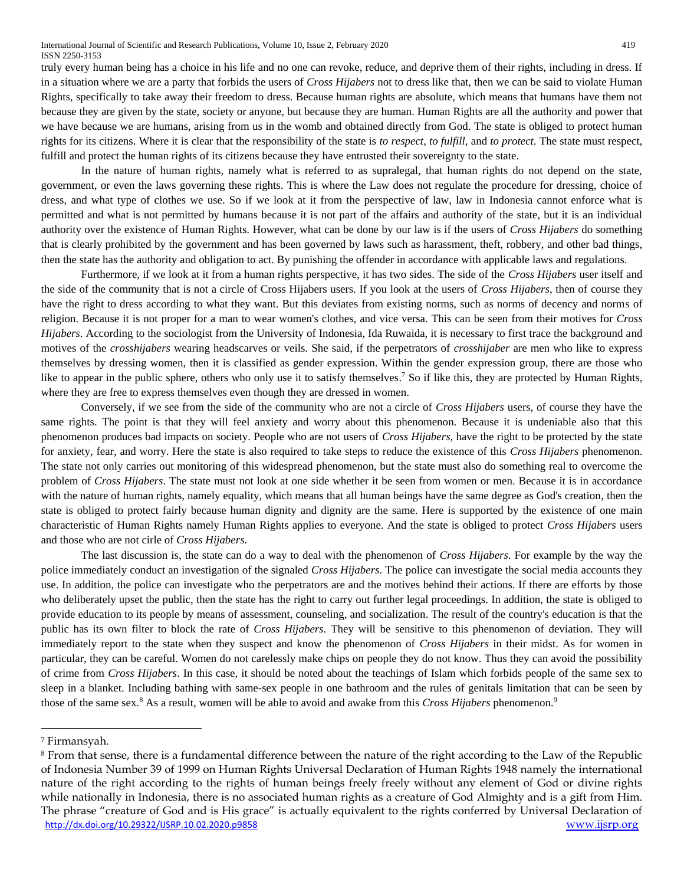truly every human being has a choice in his life and no one can revoke, reduce, and deprive them of their rights, including in dress. If in a situation where we are a party that forbids the users of *Cross Hijabers* not to dress like that, then we can be said to violate Human Rights, specifically to take away their freedom to dress. Because human rights are absolute, which means that humans have them not because they are given by the state, society or anyone, but because they are human. Human Rights are all the authority and power that we have because we are humans, arising from us in the womb and obtained directly from God. The state is obliged to protect human rights for its citizens. Where it is clear that the responsibility of the state is *to respect*, *to fulfill*, and *to protect*. The state must respect, fulfill and protect the human rights of its citizens because they have entrusted their sovereignty to the state.

In the nature of human rights, namely what is referred to as supralegal, that human rights do not depend on the state, government, or even the laws governing these rights. This is where the Law does not regulate the procedure for dressing, choice of dress, and what type of clothes we use. So if we look at it from the perspective of law, law in Indonesia cannot enforce what is permitted and what is not permitted by humans because it is not part of the affairs and authority of the state, but it is an individual authority over the existence of Human Rights. However, what can be done by our law is if the users of *Cross Hijabers* do something that is clearly prohibited by the government and has been governed by laws such as harassment, theft, robbery, and other bad things, then the state has the authority and obligation to act. By punishing the offender in accordance with applicable laws and regulations.

Furthermore, if we look at it from a human rights perspective, it has two sides. The side of the *Cross Hijabers* user itself and the side of the community that is not a circle of Cross Hijabers users. If you look at the users of *Cross Hijabers*, then of course they have the right to dress according to what they want. But this deviates from existing norms, such as norms of decency and norms of religion. Because it is not proper for a man to wear women's clothes, and vice versa. This can be seen from their motives for *Cross Hijabers*. According to the sociologist from the University of Indonesia, Ida Ruwaida, it is necessary to first trace the background and motives of the *crosshijabers* wearing headscarves or veils. She said, if the perpetrators of *crosshijaber* are men who like to express themselves by dressing women, then it is classified as gender expression. Within the gender expression group, there are those who like to appear in the public sphere, others who only use it to satisfy themselves.[7] So if like this, they are protected by Human Rights, where they are free to express themselves even though they are dressed in women.

Conversely, if we see from the side of the community who are not a circle of *Cross Hijabers* users, of course they have the same rights. The point is that they will feel anxiety and worry about this phenomenon. Because it is undeniable also that this phenomenon produces bad impacts on society. People who are not users of *Cross Hijabers*, have the right to be protected by the state for anxiety, fear, and worry. Here the state is also required to take steps to reduce the existence of this *Cross Hijabers* phenomenon. The state not only carries out monitoring of this widespread phenomenon, but the state must also do something real to overcome the problem of *Cross Hijabers*. The state must not look at one side whether it be seen from women or men. Because it is in accordance with the nature of human rights, namely equality, which means that all human beings have the same degree as God's creation, then the state is obliged to protect fairly because human dignity and dignity are the same. Here is supported by the existence of one main characteristic of Human Rights namely Human Rights applies to everyone. And the state is obliged to protect *Cross Hijabers* users and those who are not cirle of *Cross Hijabers*.

The last discussion is, the state can do a way to deal with the phenomenon of *Cross Hijabers*. For example by the way the police immediately conduct an investigation of the signaled *Cross Hijabers*. The police can investigate the social media accounts they use. In addition, the police can investigate who the perpetrators are and the motives behind their actions. If there are efforts by those who deliberately upset the public, then the state has the right to carry out further legal proceedings. In addition, the state is obliged to provide education to its people by means of assessment, counseling, and socialization. The result of the country's education is that the public has its own filter to block the rate of *Cross Hijabers*. They will be sensitive to this phenomenon of deviation. They will immediately report to the state when they suspect and know the phenomenon of *Cross Hijabers* in their midst. As for women in particular, they can be careful. Women do not carelessly make chips on people they do not know. Thus they can avoid the possibility of crime from *Cross Hijabers*. In this case, it should be noted about the teachings of Islam which forbids people of the same sex to sleep in a blanket. Including bathing with same-sex people in one bathroom and the rules of genitals limitation that can be seen by those of the same sex.[8] As a result, women will be able to avoid and awake from this *Cross Hijabers* phenomenon.[9]

---

[7] Firmansyah.

[8] From that sense, there is a fundamental difference between the nature of the right according to the Law of the Republic of Indonesia Number 39 of 1999 on Human Rights Universal Declaration of Human Rights 1948 namely the international nature of the right according to the rights of human beings freely freely without any element of God or divine rights while nationally in Indonesia, there is no associated human rights as a creature of God Almighty and is a gift from Him. The phrase "creature of God and is His grace" is actually equivalent to the rights conferred by Universal Declaration of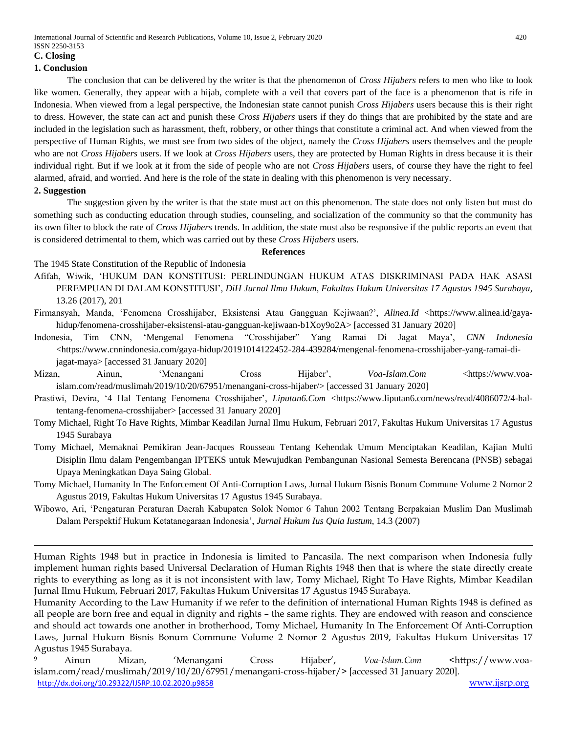## C. Closing

### 1. Conclusion

The conclusion that can be delivered by the writer is that the phenomenon of *Cross Hijabers* refers to men who like to look like women. Generally, they appear with a hijab, complete with a veil that covers part of the face is a phenomenon that is rife in Indonesia. When viewed from a legal perspective, the Indonesian state cannot punish *Cross Hijabers* users because this is their right to dress. However, the state can act and punish these *Cross Hijabers* users if they do things that are prohibited by the state and are included in the legislation such as harassment, theft, robbery, or other things that constitute a criminal act. And when viewed from the perspective of Human Rights, we must see from two sides of the object, namely the *Cross Hijabers* users themselves and the people who are not *Cross Hijabers* users. If we look at *Cross Hijabers* users, they are protected by Human Rights in dress because it is their individual right. But if we look at it from the side of people who are not *Cross Hijabers* users, of course they have the right to feel alarmed, afraid, and worried. And here is the role of the state in dealing with this phenomenon is very necessary.

### 2. Suggestion

The suggestion given by the writer is that the state must act on this phenomenon. The state does not only listen but must do something such as conducting education through studies, counseling, and socialization of the community so that the community has its own filter to block the rate of *Cross Hijabers* trends. In addition, the state must also be responsive if the public reports an event that is considered detrimental to them, which was carried out by these *Cross Hijabers* users.

## References

The 1945 State Constitution of the Republic of Indonesia

Afifah, Wiwik, 'HUKUM DAN KONSTITUSI: PERLINDUNGAN HUKUM ATAS DISKRIMINASI PADA HAK ASASI PEREMPUAN DI DALAM KONSTITUSI', *DiH Jurnal Ilmu Hukum, Fakultas Hukum Universitas 17 Agustus 1945 Surabaya*, 13.26 (2017), 201

Firmansyah, Manda, 'Fenomena Crosshijaber, Eksistensi Atau Gangguan Kejiwaan?', *Alinea.Id* <https://www.alinea.id/gaya-hidup/fenomena-crosshijaber-eksistensi-atau-gangguan-kejiwaan-b1Xoy9o2A> [accessed 31 January 2020]

Indonesia, Tim CNN, 'Mengenal Fenomena "Crosshijaber" Yang Ramai Di Jagat Maya', *CNN Indonesia* <https://www.cnnindonesia.com/gaya-hidup/20191014122452-284-439284/mengenal-fenomena-crosshijaber-yang-ramai-di-jagat-maya> [accessed 31 January 2020]

Mizan, Ainun, 'Menangani Cross Hijaber', *Voa-Islam.Com* <https://www.voa-islam.com/read/muslimah/2019/10/20/67951/menangani-cross-hijaber/> [accessed 31 January 2020]

Prastiwi, Devira, '4 Hal Tentang Fenomena Crosshijaber', *Liputan6.Com* <https://www.liputan6.com/news/read/4086072/4-hal-tentang-fenomena-crosshijaber> [accessed 31 January 2020]

Tomy Michael, Right To Have Rights, Mimbar Keadilan Jurnal Ilmu Hukum, Februari 2017, Fakultas Hukum Universitas 17 Agustus 1945 Surabaya

Tomy Michael, Memaknai Pemikiran Jean-Jacques Rousseau Tentang Kehendak Umum Menciptakan Keadilan, Kajian Multi Disiplin Ilmu dalam Pengembangan IPTEKS untuk Mewujudkan Pembangunan Nasional Semesta Berencana (PNSB) sebagai Upaya Meningkatkan Daya Saing Global.

Tomy Michael, Humanity In The Enforcement Of Anti-Corruption Laws, Jurnal Hukum Bisnis Bonum Commune Volume 2 Nomor 2 Agustus 2019, Fakultas Hukum Universitas 17 Agustus 1945 Surabaya.

Wibowo, Ari, 'Pengaturan Peraturan Daerah Kabupaten Solok Nomor 6 Tahun 2002 Tentang Berpakaian Muslim Dan Muslimah Dalam Perspektif Hukum Ketatanegaraan Indonesia', *Jurnal Hukum Ius Quia Iustum*, 14.3 (2007)

---

Human Rights 1948 but in practice in Indonesia is limited to Pancasila. The next comparison when Indonesia fully implement human rights based Universal Declaration of Human Rights 1948 then that is where the state directly create rights to everything as long as it is not inconsistent with law, Tomy Michael, Right To Have Rights, Mimbar Keadilan Jurnal Ilmu Hukum, Februari 2017, Fakultas Hukum Universitas 17 Agustus 1945 Surabaya.

Humanity According to the Law Humanity if we refer to the definition of international Human Rights 1948 is defined as all people are born free and equal in dignity and rights – the same rights. They are endowed with reason and conscience and should act towards one another in brotherhood, Tomy Michael, Humanity In The Enforcement Of Anti-Corruption Laws, Jurnal Hukum Bisnis Bonum Commune Volume 2 Nomor 2 Agustus 2019, Fakultas Hukum Universitas 17 Agustus 1945 Surabaya.

[9] Ainun Mizan, 'Menangani Cross Hijaber', *Voa-Islam.Com* <https://www.voa-islam.com/read/muslimah/2019/10/20/67951/menangani-cross-hijaber/> [accessed 31 January 2020].